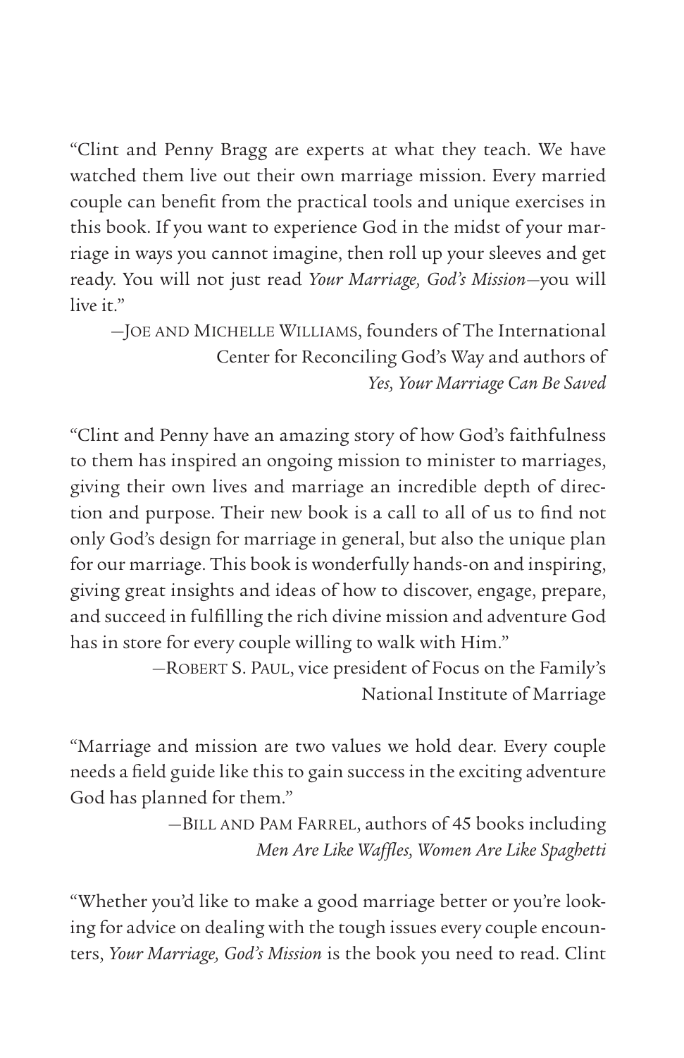"Clint and Penny Bragg are experts at what they teach. We have watched them live out their own marriage mission. Every married couple can benefit from the practical tools and unique exercises in this book. If you want to experience God in the midst of your marriage in ways you cannot imagine, then roll up your sleeves and get ready. You will not just read *Your Marriage, God's Mission*—you will live it."

—Joe and Michelle Williams, founders of The International Center for Reconciling God's Way and authors of *Yes, Your Marriage Can Be Saved*

"Clint and Penny have an amazing story of how God's faithfulness to them has inspired an ongoing mission to minister to marriages, giving their own lives and marriage an incredible depth of direction and purpose. Their new book is a call to all of us to find not only God's design for marriage in general, but also the unique plan for our marriage. This book is wonderfully hands-on and inspiring, giving great insights and ideas of how to discover, engage, prepare, and succeed in fulfilling the rich divine mission and adventure God has in store for every couple willing to walk with Him."

—Robert S. Paul, vice president of Focus on the Family's National Institute of Marriage

"Marriage and mission are two values we hold dear. Every couple needs a field guide like this to gain success in the exciting adventure God has planned for them."

—Bill and Pam Farrel, authors of 45 books including *Men Are Like Waffles, Women Are Like Spaghetti*

"Whether you'd like to make a good marriage better or you're looking for advice on dealing with the tough issues every couple encounters, *Your Marriage, God's Mission* is the book you need to read. Clint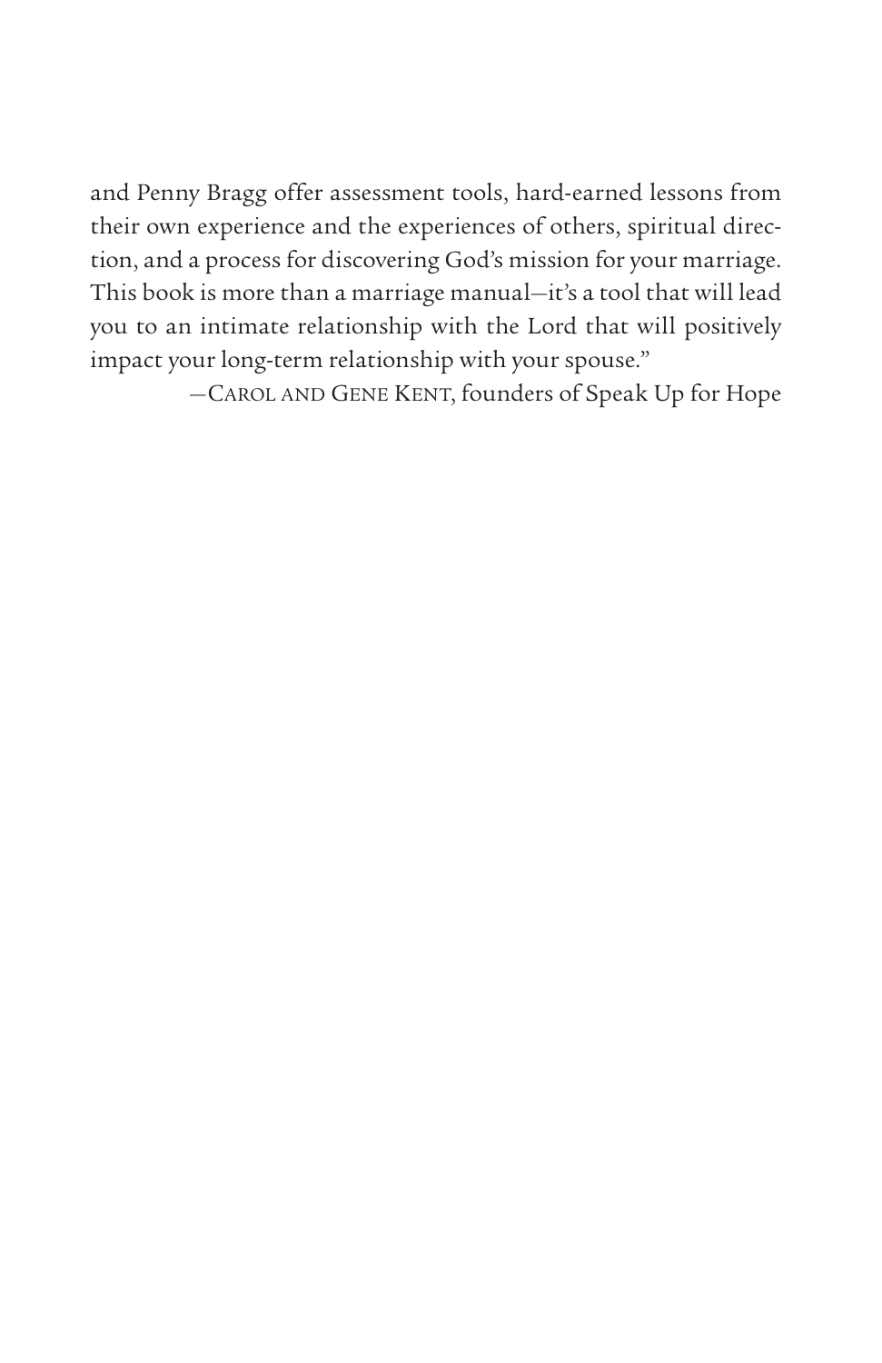and Penny Bragg offer assessment tools, hard-earned lessons from their own experience and the experiences of others, spiritual direction, and a process for discovering God's mission for your marriage. This book is more than a marriage manual—it's a tool that will lead you to an intimate relationship with the Lord that will positively impact your long-term relationship with your spouse."

—Carol and Gene Kent, founders of Speak Up for Hope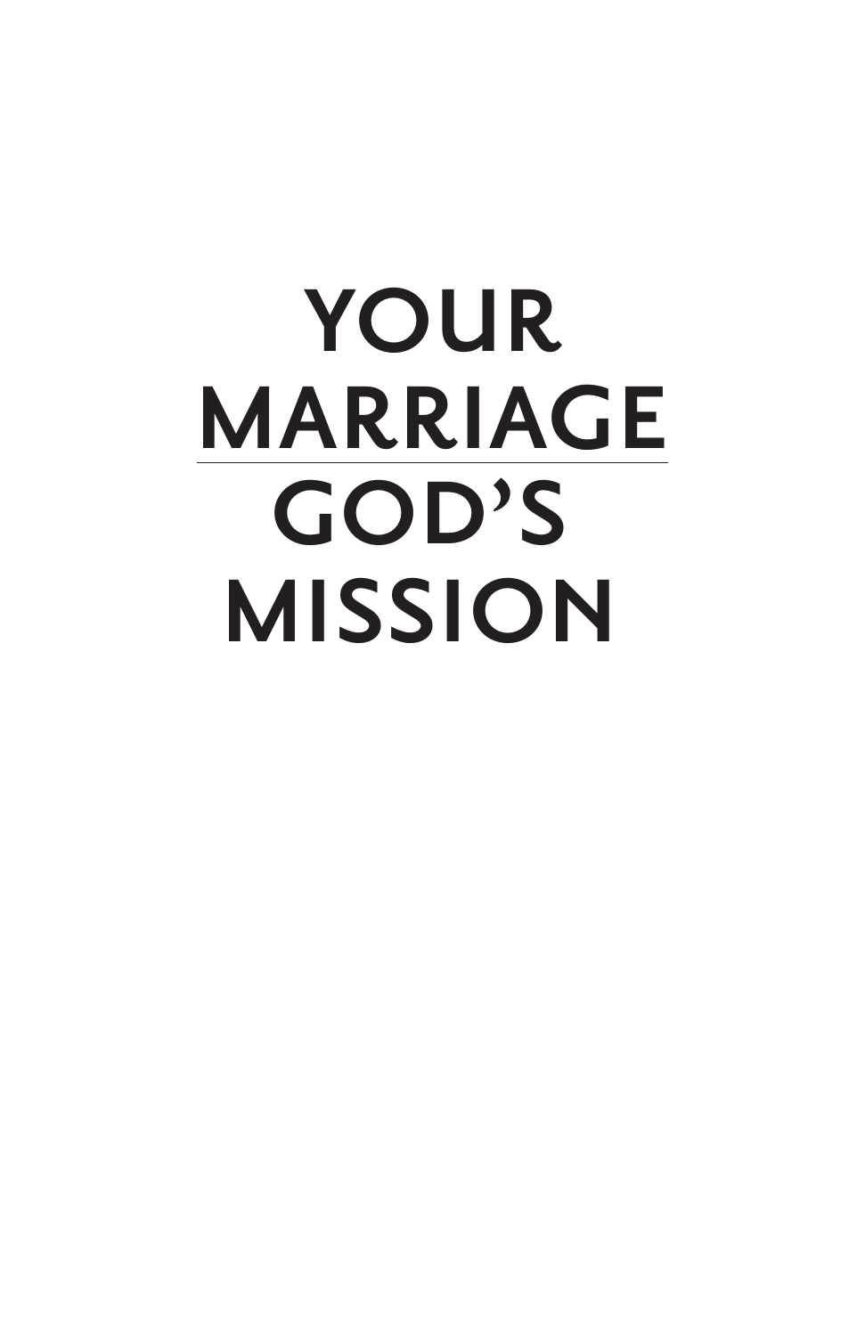# YOUR MARRIAGE

# GOD'S MISSION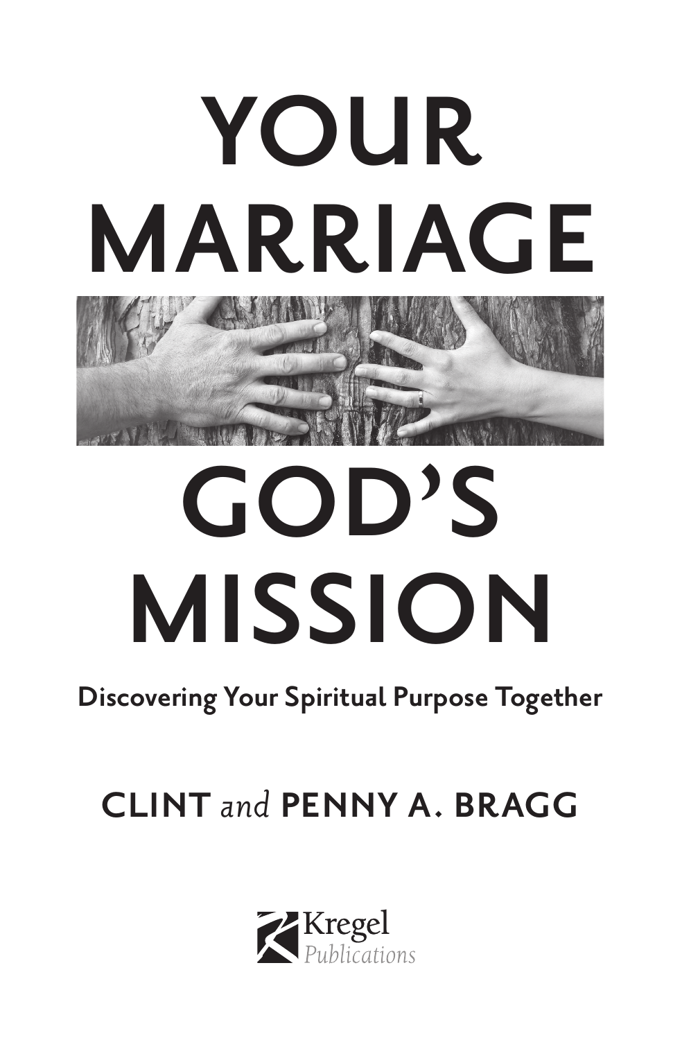# YOUR MARRIAGE GOD'S MISSION

**Discovering Your Spiritual Purpose Together**

**CLINT** *and* **PENNY A. BRAGG**

Kregel
*Publications*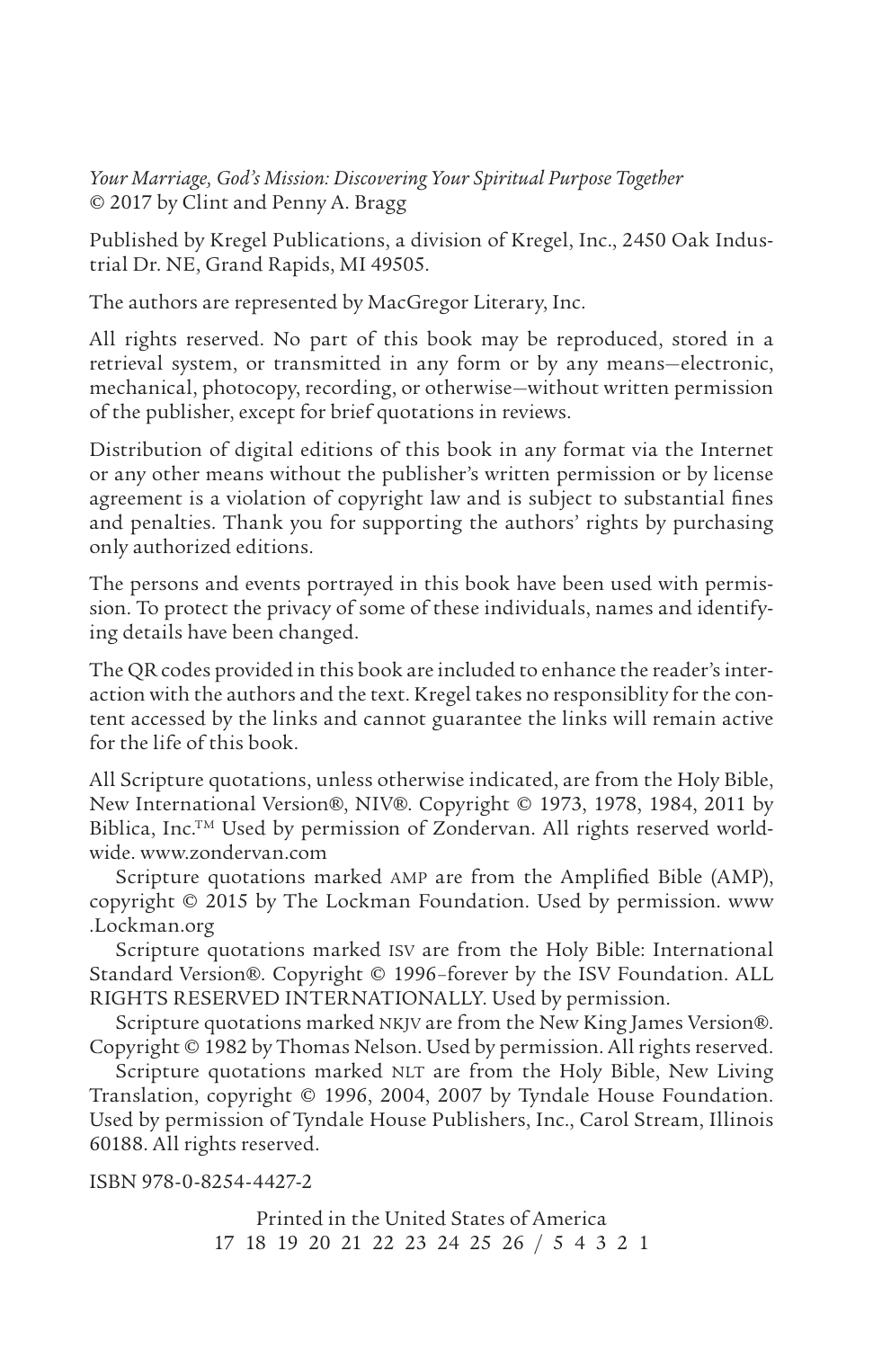*Your Marriage, God's Mission: Discovering Your Spiritual Purpose Together*
© 2017 by Clint and Penny A. Bragg

Published by Kregel Publications, a division of Kregel, Inc., 2450 Oak Industrial Dr. NE, Grand Rapids, MI 49505.

The authors are represented by MacGregor Literary, Inc.

All rights reserved. No part of this book may be reproduced, stored in a retrieval system, or transmitted in any form or by any means—electronic, mechanical, photocopy, recording, or otherwise—without written permission of the publisher, except for brief quotations in reviews.

Distribution of digital editions of this book in any format via the Internet or any other means without the publisher's written permission or by license agreement is a violation of copyright law and is subject to substantial fines and penalties. Thank you for supporting the authors' rights by purchasing only authorized editions.

The persons and events portrayed in this book have been used with permission. To protect the privacy of some of these individuals, names and identifying details have been changed.

The QR codes provided in this book are included to enhance the reader's interaction with the authors and the text. Kregel takes no responsiblity for the content accessed by the links and cannot guarantee the links will remain active for the life of this book.

All Scripture quotations, unless otherwise indicated, are from the Holy Bible, New International Version®, NIV®. Copyright © 1973, 1978, 1984, 2011 by Biblica, Inc.™ Used by permission of Zondervan. All rights reserved worldwide. www.zondervan.com

Scripture quotations marked AMP are from the Amplified Bible (AMP), copyright © 2015 by The Lockman Foundation. Used by permission. www.Lockman.org

Scripture quotations marked ISV are from the Holy Bible: International Standard Version®. Copyright © 1996–forever by the ISV Foundation. ALL RIGHTS RESERVED INTERNATIONALLY. Used by permission.

Scripture quotations marked NKJV are from the New King James Version®. Copyright © 1982 by Thomas Nelson. Used by permission. All rights reserved.

Scripture quotations marked NLT are from the Holy Bible, New Living Translation, copyright © 1996, 2004, 2007 by Tyndale House Foundation. Used by permission of Tyndale House Publishers, Inc., Carol Stream, Illinois 60188. All rights reserved.

ISBN 978-0-8254-4427-2

Printed in the United States of America
17 18 19 20 21 22 23 24 25 26 / 5 4 3 2 1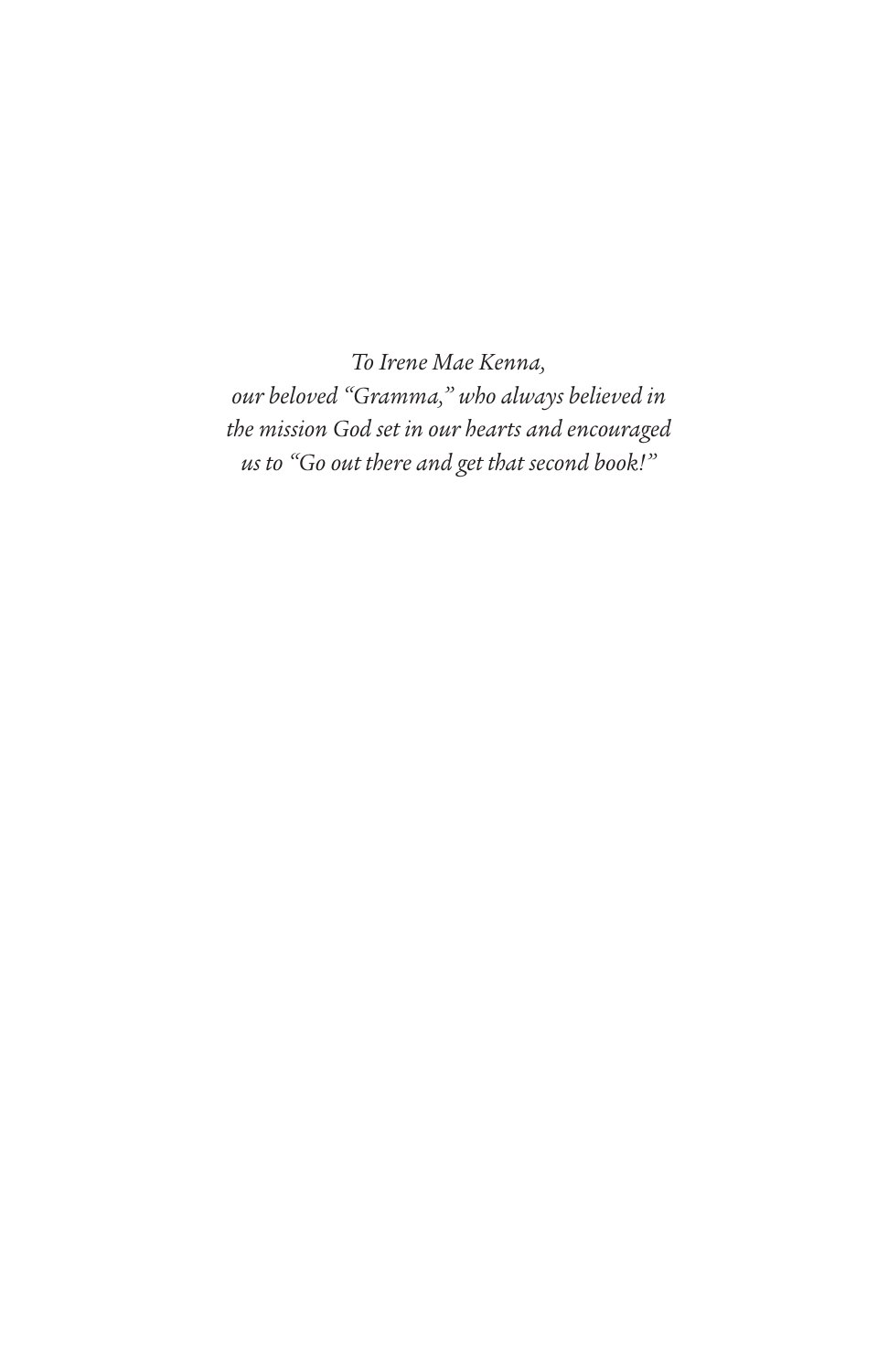*To Irene Mae Kenna,*
*our beloved "Gramma," who always believed in the mission God set in our hearts and encouraged us to "Go out there and get that second book!"*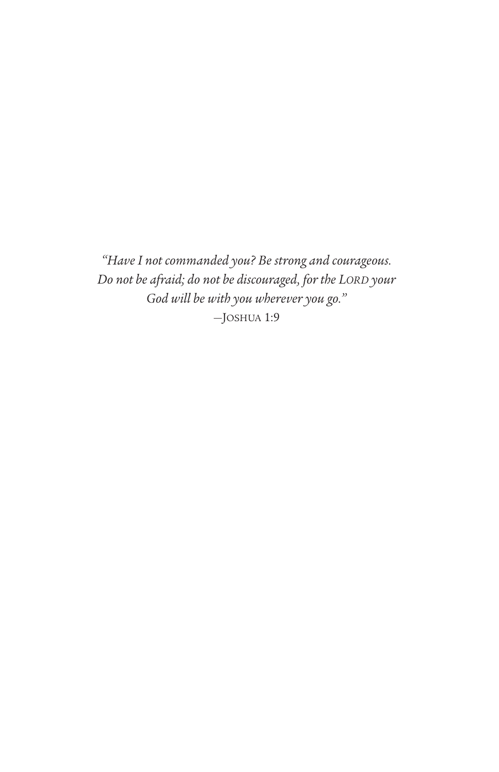*"Have I not commanded you? Be strong and courageous. Do not be afraid; do not be discouraged, for the LORD your God will be with you wherever you go."*

—JOSHUA 1:9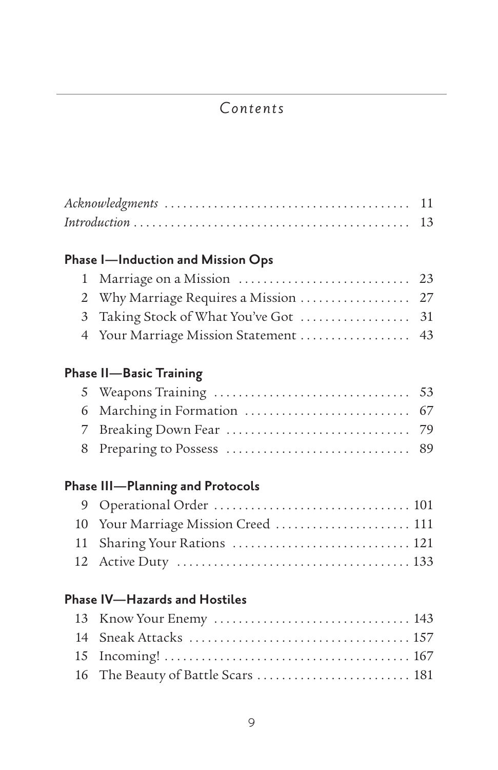# *Contents*

*Acknowledgments* 11
*Introduction* 13

### Phase I—Induction and Mission Ops

1 Marriage on a Mission 23
2 Why Marriage Requires a Mission 27
3 Taking Stock of What You've Got 31
4 Your Marriage Mission Statement 43

### Phase II—Basic Training

5 Weapons Training 53
6 Marching in Formation 67
7 Breaking Down Fear 79
8 Preparing to Possess 89

### Phase III—Planning and Protocols

9 Operational Order 101
10 Your Marriage Mission Creed 111
11 Sharing Your Rations 121
12 Active Duty 133

### Phase IV—Hazards and Hostiles

13 Know Your Enemy 143
14 Sneak Attacks 157
15 Incoming! 167
16 The Beauty of Battle Scars 181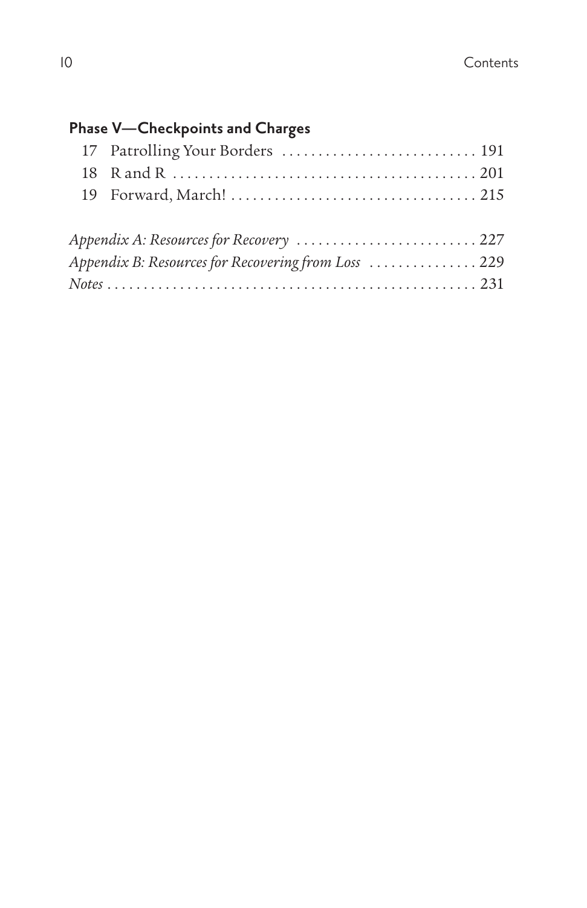**Phase V—Checkpoints and Charges**

17 Patrolling Your Borders . . . . . . . . . . . . . . . . . . . . . . . . . . . 191
18 R and R . . . . . . . . . . . . . . . . . . . . . . . . . . . . . . . . . . . . . . . . . 201
19 Forward, March! . . . . . . . . . . . . . . . . . . . . . . . . . . . . . . . . . . 215

*Appendix A: Resources for Recovery* . . . . . . . . . . . . . . . . . . . . . . . . . 227
*Appendix B: Resources for Recovering from Loss* . . . . . . . . . . . . . . . 229
*Notes* . . . . . . . . . . . . . . . . . . . . . . . . . . . . . . . . . . . . . . . . . . . . . . . . 231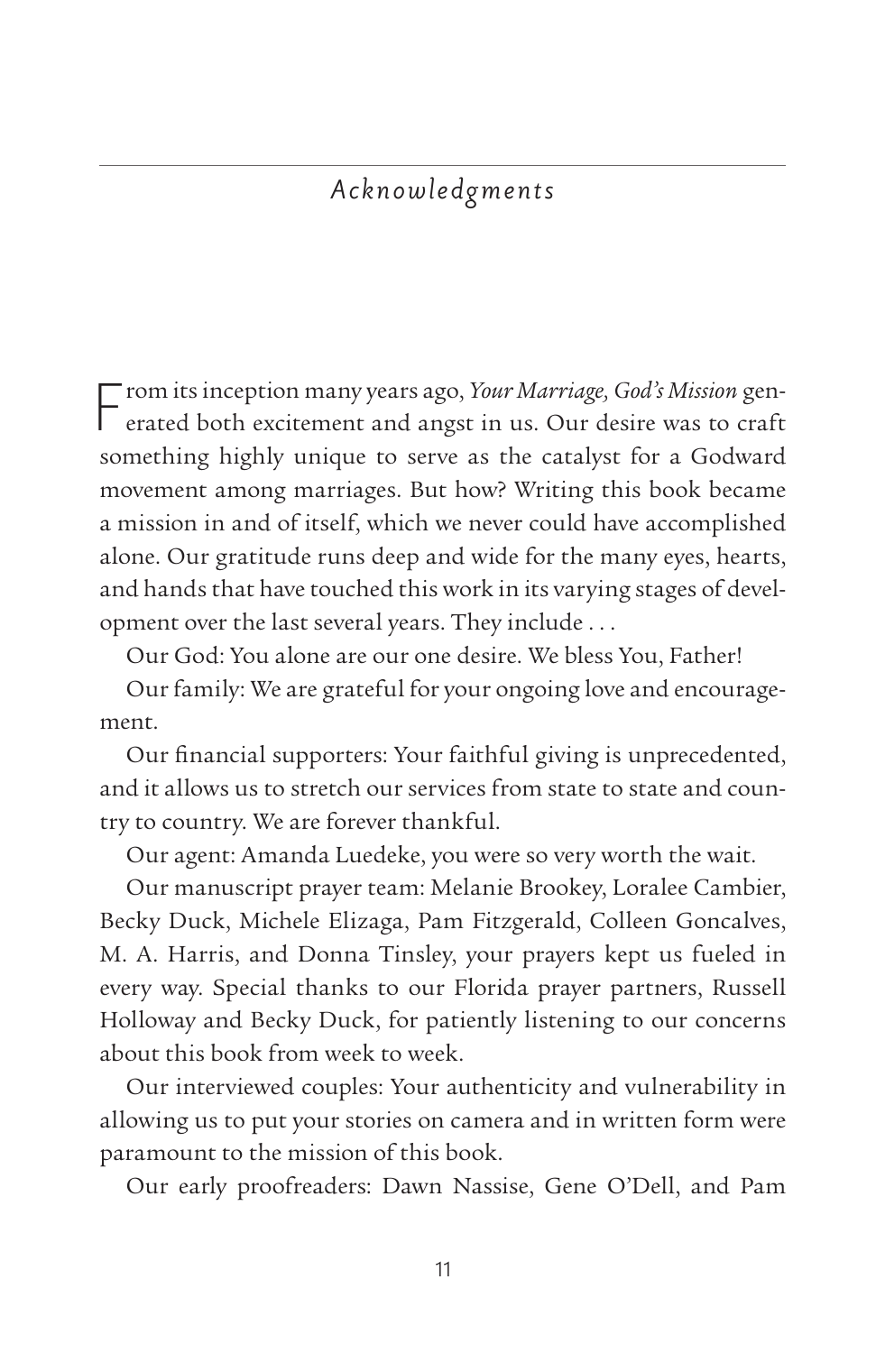# *Acknowledgments*

From its inception many years ago, *Your Marriage, God's Mission* generated both excitement and angst in us. Our desire was to craft something highly unique to serve as the catalyst for a Godward movement among marriages. But how? Writing this book became a mission in and of itself, which we never could have accomplished alone. Our gratitude runs deep and wide for the many eyes, hearts, and hands that have touched this work in its varying stages of development over the last several years. They include . . .

Our God: You alone are our one desire. We bless You, Father!

Our family: We are grateful for your ongoing love and encouragement.

Our financial supporters: Your faithful giving is unprecedented, and it allows us to stretch our services from state to state and country to country. We are forever thankful.

Our agent: Amanda Luedeke, you were so very worth the wait.

Our manuscript prayer team: Melanie Brookey, Loralee Cambier, Becky Duck, Michele Elizaga, Pam Fitzgerald, Colleen Goncalves, M. A. Harris, and Donna Tinsley, your prayers kept us fueled in every way. Special thanks to our Florida prayer partners, Russell Holloway and Becky Duck, for patiently listening to our concerns about this book from week to week.

Our interviewed couples: Your authenticity and vulnerability in allowing us to put your stories on camera and in written form were paramount to the mission of this book.

Our early proofreaders: Dawn Nassise, Gene O'Dell, and Pam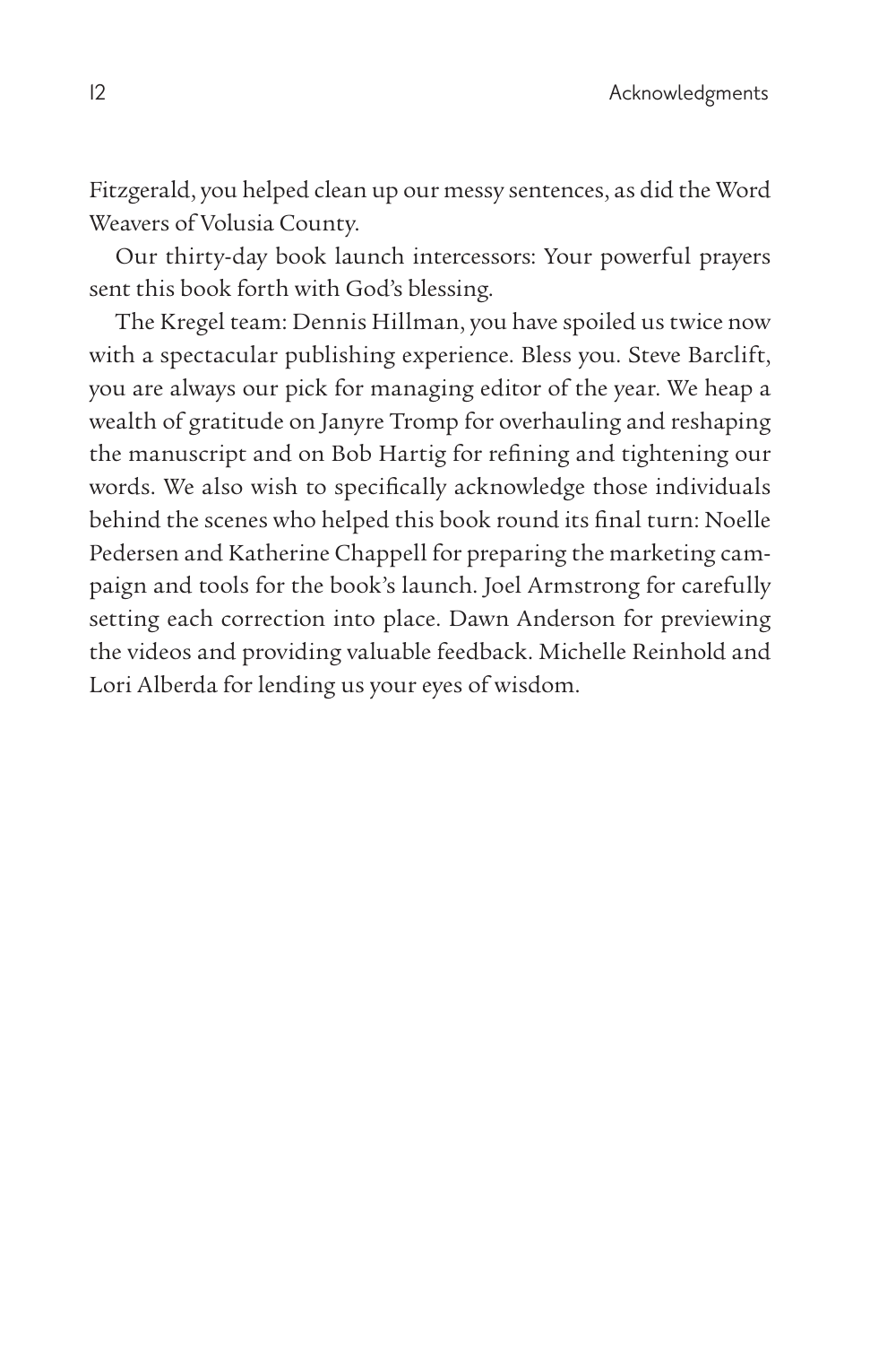Fitzgerald, you helped clean up our messy sentences, as did the Word Weavers of Volusia County.

Our thirty-day book launch intercessors: Your powerful prayers sent this book forth with God's blessing.

The Kregel team: Dennis Hillman, you have spoiled us twice now with a spectacular publishing experience. Bless you. Steve Barclift, you are always our pick for managing editor of the year. We heap a wealth of gratitude on Janyre Tromp for overhauling and reshaping the manuscript and on Bob Hartig for refining and tightening our words. We also wish to specifically acknowledge those individuals behind the scenes who helped this book round its final turn: Noelle Pedersen and Katherine Chappell for preparing the marketing campaign and tools for the book's launch. Joel Armstrong for carefully setting each correction into place. Dawn Anderson for previewing the videos and providing valuable feedback. Michelle Reinhold and Lori Alberda for lending us your eyes of wisdom.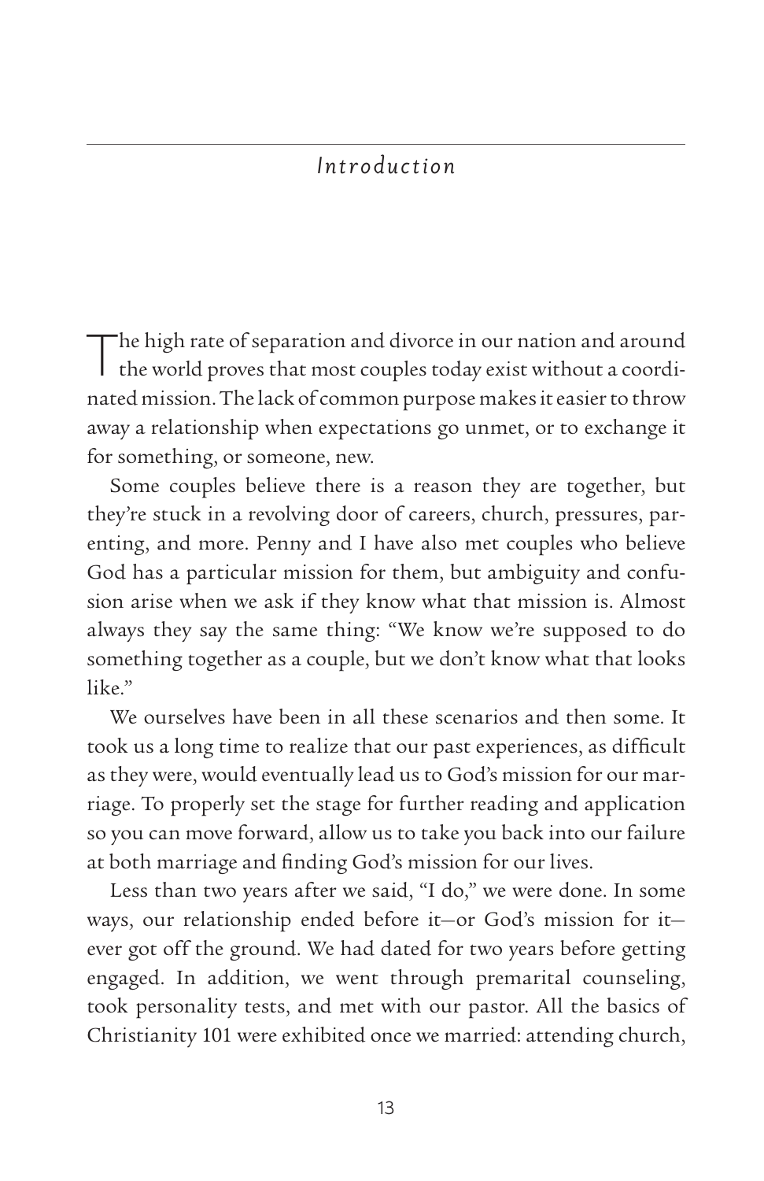# *Introduction*

The high rate of separation and divorce in our nation and around the world proves that most couples today exist without a coordinated mission. The lack of common purpose makes it easier to throw away a relationship when expectations go unmet, or to exchange it for something, or someone, new.

Some couples believe there is a reason they are together, but they're stuck in a revolving door of careers, church, pressures, parenting, and more. Penny and I have also met couples who believe God has a particular mission for them, but ambiguity and confusion arise when we ask if they know what that mission is. Almost always they say the same thing: "We know we're supposed to do something together as a couple, but we don't know what that looks like."

We ourselves have been in all these scenarios and then some. It took us a long time to realize that our past experiences, as difficult as they were, would eventually lead us to God's mission for our marriage. To properly set the stage for further reading and application so you can move forward, allow us to take you back into our failure at both marriage and finding God's mission for our lives.

Less than two years after we said, "I do," we were done. In some ways, our relationship ended before it—or God's mission for it—ever got off the ground. We had dated for two years before getting engaged. In addition, we went through premarital counseling, took personality tests, and met with our pastor. All the basics of Christianity 101 were exhibited once we married: attending church,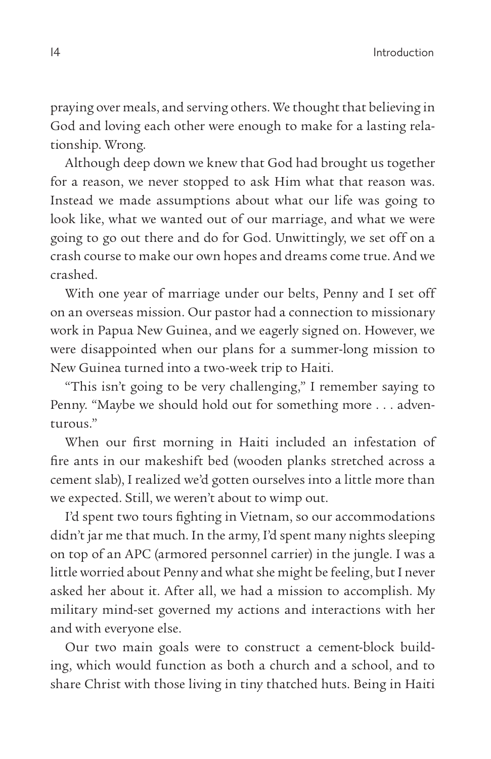praying over meals, and serving others. We thought that believing in God and loving each other were enough to make for a lasting relationship. Wrong.

Although deep down we knew that God had brought us together for a reason, we never stopped to ask Him what that reason was. Instead we made assumptions about what our life was going to look like, what we wanted out of our marriage, and what we were going to go out there and do for God. Unwittingly, we set off on a crash course to make our own hopes and dreams come true. And we crashed.

With one year of marriage under our belts, Penny and I set off on an overseas mission. Our pastor had a connection to missionary work in Papua New Guinea, and we eagerly signed on. However, we were disappointed when our plans for a summer-long mission to New Guinea turned into a two-week trip to Haiti.

"This isn't going to be very challenging," I remember saying to Penny. "Maybe we should hold out for something more . . . adventurous."

When our first morning in Haiti included an infestation of fire ants in our makeshift bed (wooden planks stretched across a cement slab), I realized we'd gotten ourselves into a little more than we expected. Still, we weren't about to wimp out.

I'd spent two tours fighting in Vietnam, so our accommodations didn't jar me that much. In the army, I'd spent many nights sleeping on top of an APC (armored personnel carrier) in the jungle. I was a little worried about Penny and what she might be feeling, but I never asked her about it. After all, we had a mission to accomplish. My military mind-set governed my actions and interactions with her and with everyone else.

Our two main goals were to construct a cement-block building, which would function as both a church and a school, and to share Christ with those living in tiny thatched huts. Being in Haiti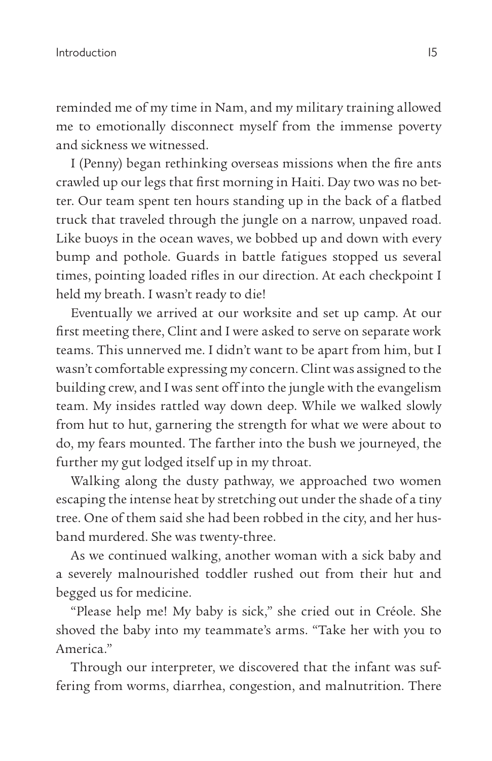reminded me of my time in Nam, and my military training allowed me to emotionally disconnect myself from the immense poverty and sickness we witnessed.

I (Penny) began rethinking overseas missions when the fire ants crawled up our legs that first morning in Haiti. Day two was no better. Our team spent ten hours standing up in the back of a flatbed truck that traveled through the jungle on a narrow, unpaved road. Like buoys in the ocean waves, we bobbed up and down with every bump and pothole. Guards in battle fatigues stopped us several times, pointing loaded rifles in our direction. At each checkpoint I held my breath. I wasn't ready to die!

Eventually we arrived at our worksite and set up camp. At our first meeting there, Clint and I were asked to serve on separate work teams. This unnerved me. I didn't want to be apart from him, but I wasn't comfortable expressing my concern. Clint was assigned to the building crew, and I was sent off into the jungle with the evangelism team. My insides rattled way down deep. While we walked slowly from hut to hut, garnering the strength for what we were about to do, my fears mounted. The farther into the bush we journeyed, the further my gut lodged itself up in my throat.

Walking along the dusty pathway, we approached two women escaping the intense heat by stretching out under the shade of a tiny tree. One of them said she had been robbed in the city, and her husband murdered. She was twenty-three.

As we continued walking, another woman with a sick baby and a severely malnourished toddler rushed out from their hut and begged us for medicine.

"Please help me! My baby is sick," she cried out in Créole. She shoved the baby into my teammate's arms. "Take her with you to America."

Through our interpreter, we discovered that the infant was suffering from worms, diarrhea, congestion, and malnutrition. There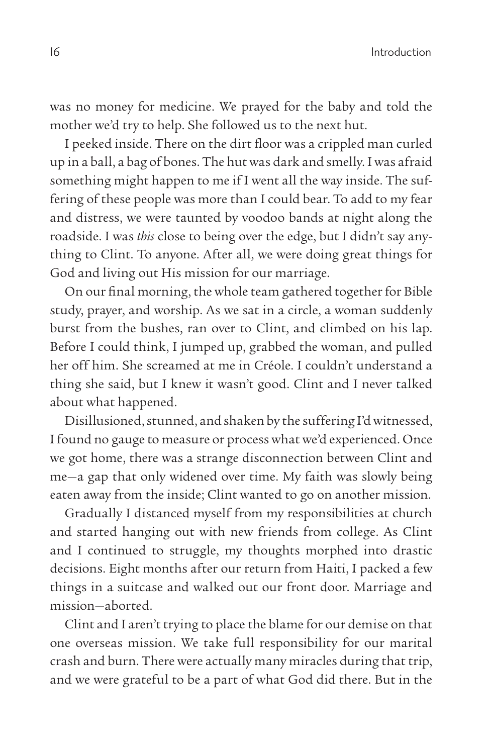was no money for medicine. We prayed for the baby and told the mother we'd try to help. She followed us to the next hut.

I peeked inside. There on the dirt floor was a crippled man curled up in a ball, a bag of bones. The hut was dark and smelly. I was afraid something might happen to me if I went all the way inside. The suffering of these people was more than I could bear. To add to my fear and distress, we were taunted by voodoo bands at night along the roadside. I was *this* close to being over the edge, but I didn't say anything to Clint. To anyone. After all, we were doing great things for God and living out His mission for our marriage.

On our final morning, the whole team gathered together for Bible study, prayer, and worship. As we sat in a circle, a woman suddenly burst from the bushes, ran over to Clint, and climbed on his lap. Before I could think, I jumped up, grabbed the woman, and pulled her off him. She screamed at me in Créole. I couldn't understand a thing she said, but I knew it wasn't good. Clint and I never talked about what happened.

Disillusioned, stunned, and shaken by the suffering I'd witnessed, I found no gauge to measure or process what we'd experienced. Once we got home, there was a strange disconnection between Clint and me—a gap that only widened over time. My faith was slowly being eaten away from the inside; Clint wanted to go on another mission.

Gradually I distanced myself from my responsibilities at church and started hanging out with new friends from college. As Clint and I continued to struggle, my thoughts morphed into drastic decisions. Eight months after our return from Haiti, I packed a few things in a suitcase and walked out our front door. Marriage and mission—aborted.

Clint and I aren't trying to place the blame for our demise on that one overseas mission. We take full responsibility for our marital crash and burn. There were actually many miracles during that trip, and we were grateful to be a part of what God did there. But in the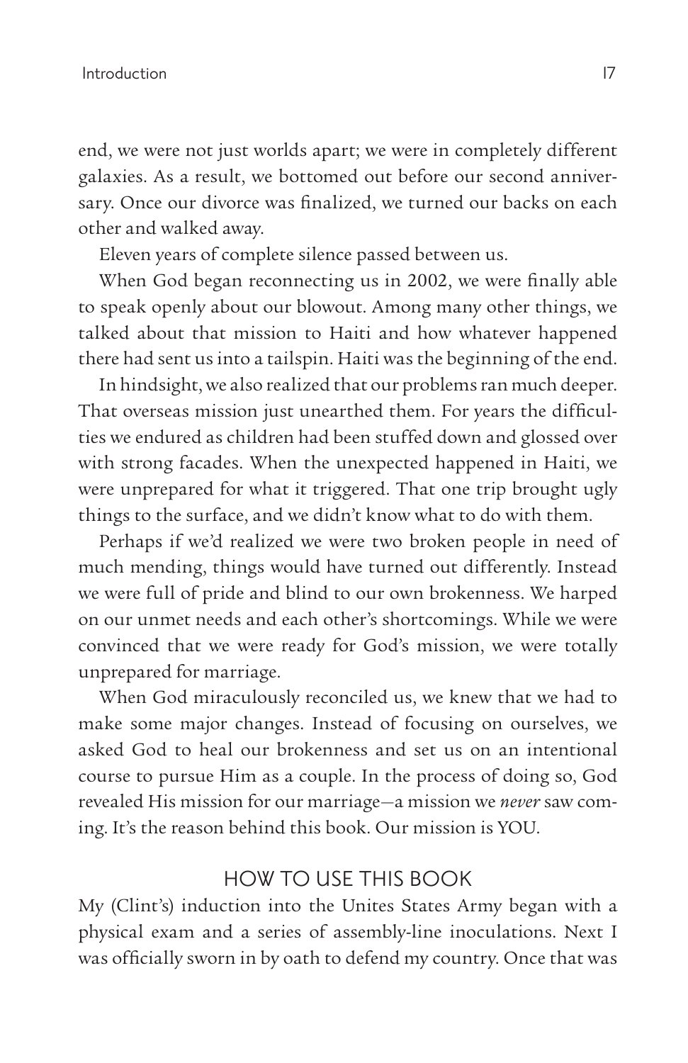end, we were not just worlds apart; we were in completely different galaxies. As a result, we bottomed out before our second anniversary. Once our divorce was finalized, we turned our backs on each other and walked away.

Eleven years of complete silence passed between us.

When God began reconnecting us in 2002, we were finally able to speak openly about our blowout. Among many other things, we talked about that mission to Haiti and how whatever happened there had sent us into a tailspin. Haiti was the beginning of the end.

In hindsight, we also realized that our problems ran much deeper. That overseas mission just unearthed them. For years the difficulties we endured as children had been stuffed down and glossed over with strong facades. When the unexpected happened in Haiti, we were unprepared for what it triggered. That one trip brought ugly things to the surface, and we didn't know what to do with them.

Perhaps if we'd realized we were two broken people in need of much mending, things would have turned out differently. Instead we were full of pride and blind to our own brokenness. We harped on our unmet needs and each other's shortcomings. While we were convinced that we were ready for God's mission, we were totally unprepared for marriage.

When God miraculously reconciled us, we knew that we had to make some major changes. Instead of focusing on ourselves, we asked God to heal our brokenness and set us on an intentional course to pursue Him as a couple. In the process of doing so, God revealed His mission for our marriage—a mission we *never* saw coming. It's the reason behind this book. Our mission is YOU.

## HOW TO USE THIS BOOK

My (Clint's) induction into the Unites States Army began with a physical exam and a series of assembly-line inoculations. Next I was officially sworn in by oath to defend my country. Once that was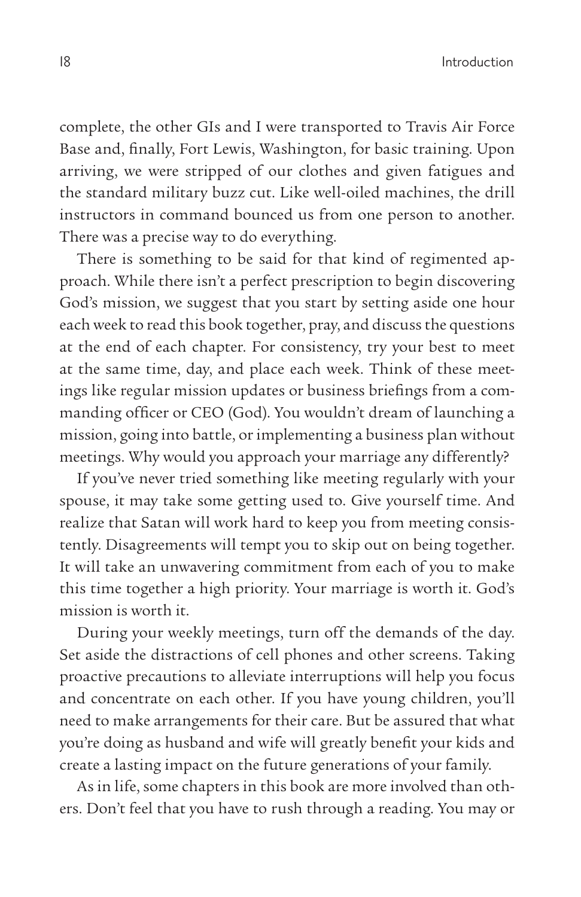complete, the other GIs and I were transported to Travis Air Force Base and, finally, Fort Lewis, Washington, for basic training. Upon arriving, we were stripped of our clothes and given fatigues and the standard military buzz cut. Like well-oiled machines, the drill instructors in command bounced us from one person to another. There was a precise way to do everything.

There is something to be said for that kind of regimented approach. While there isn't a perfect prescription to begin discovering God's mission, we suggest that you start by setting aside one hour each week to read this book together, pray, and discuss the questions at the end of each chapter. For consistency, try your best to meet at the same time, day, and place each week. Think of these meetings like regular mission updates or business briefings from a commanding officer or CEO (God). You wouldn't dream of launching a mission, going into battle, or implementing a business plan without meetings. Why would you approach your marriage any differently?

If you've never tried something like meeting regularly with your spouse, it may take some getting used to. Give yourself time. And realize that Satan will work hard to keep you from meeting consistently. Disagreements will tempt you to skip out on being together. It will take an unwavering commitment from each of you to make this time together a high priority. Your marriage is worth it. God's mission is worth it.

During your weekly meetings, turn off the demands of the day. Set aside the distractions of cell phones and other screens. Taking proactive precautions to alleviate interruptions will help you focus and concentrate on each other. If you have young children, you'll need to make arrangements for their care. But be assured that what you're doing as husband and wife will greatly benefit your kids and create a lasting impact on the future generations of your family.

As in life, some chapters in this book are more involved than others. Don't feel that you have to rush through a reading. You may or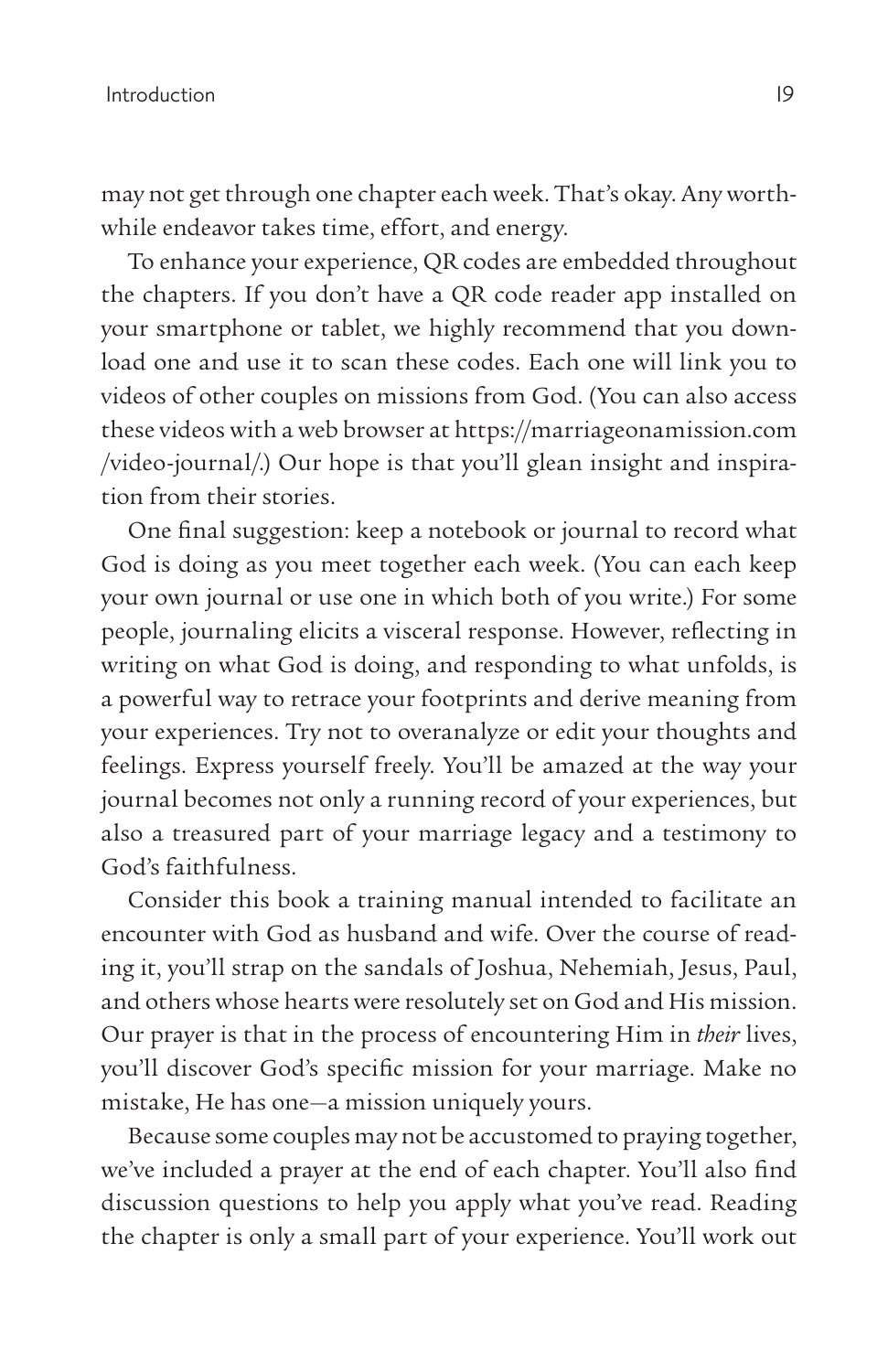may not get through one chapter each week. That's okay. Any worthwhile endeavor takes time, effort, and energy.

To enhance your experience, QR codes are embedded throughout the chapters. If you don't have a QR code reader app installed on your smartphone or tablet, we highly recommend that you download one and use it to scan these codes. Each one will link you to videos of other couples on missions from God. (You can also access these videos with a web browser at https://marriageonamission.com/video-journal/.) Our hope is that you'll glean insight and inspiration from their stories.

One final suggestion: keep a notebook or journal to record what God is doing as you meet together each week. (You can each keep your own journal or use one in which both of you write.) For some people, journaling elicits a visceral response. However, reflecting in writing on what God is doing, and responding to what unfolds, is a powerful way to retrace your footprints and derive meaning from your experiences. Try not to overanalyze or edit your thoughts and feelings. Express yourself freely. You'll be amazed at the way your journal becomes not only a running record of your experiences, but also a treasured part of your marriage legacy and a testimony to God's faithfulness.

Consider this book a training manual intended to facilitate an encounter with God as husband and wife. Over the course of reading it, you'll strap on the sandals of Joshua, Nehemiah, Jesus, Paul, and others whose hearts were resolutely set on God and His mission. Our prayer is that in the process of encountering Him in *their* lives, you'll discover God's specific mission for your marriage. Make no mistake, He has one—a mission uniquely yours.

Because some couples may not be accustomed to praying together, we've included a prayer at the end of each chapter. You'll also find discussion questions to help you apply what you've read. Reading the chapter is only a small part of your experience. You'll work out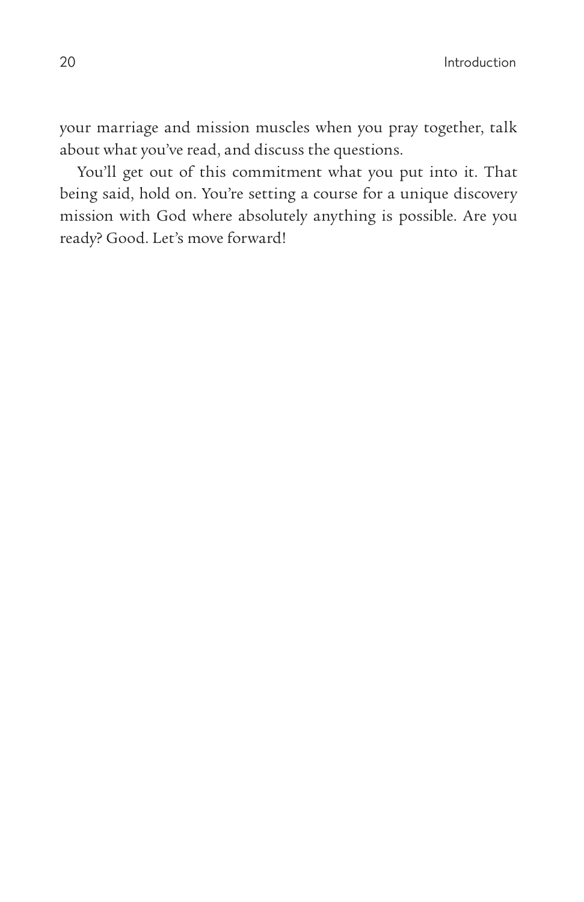your marriage and mission muscles when you pray together, talk about what you've read, and discuss the questions.

You'll get out of this commitment what you put into it. That being said, hold on. You're setting a course for a unique discovery mission with God where absolutely anything is possible. Are you ready? Good. Let's move forward!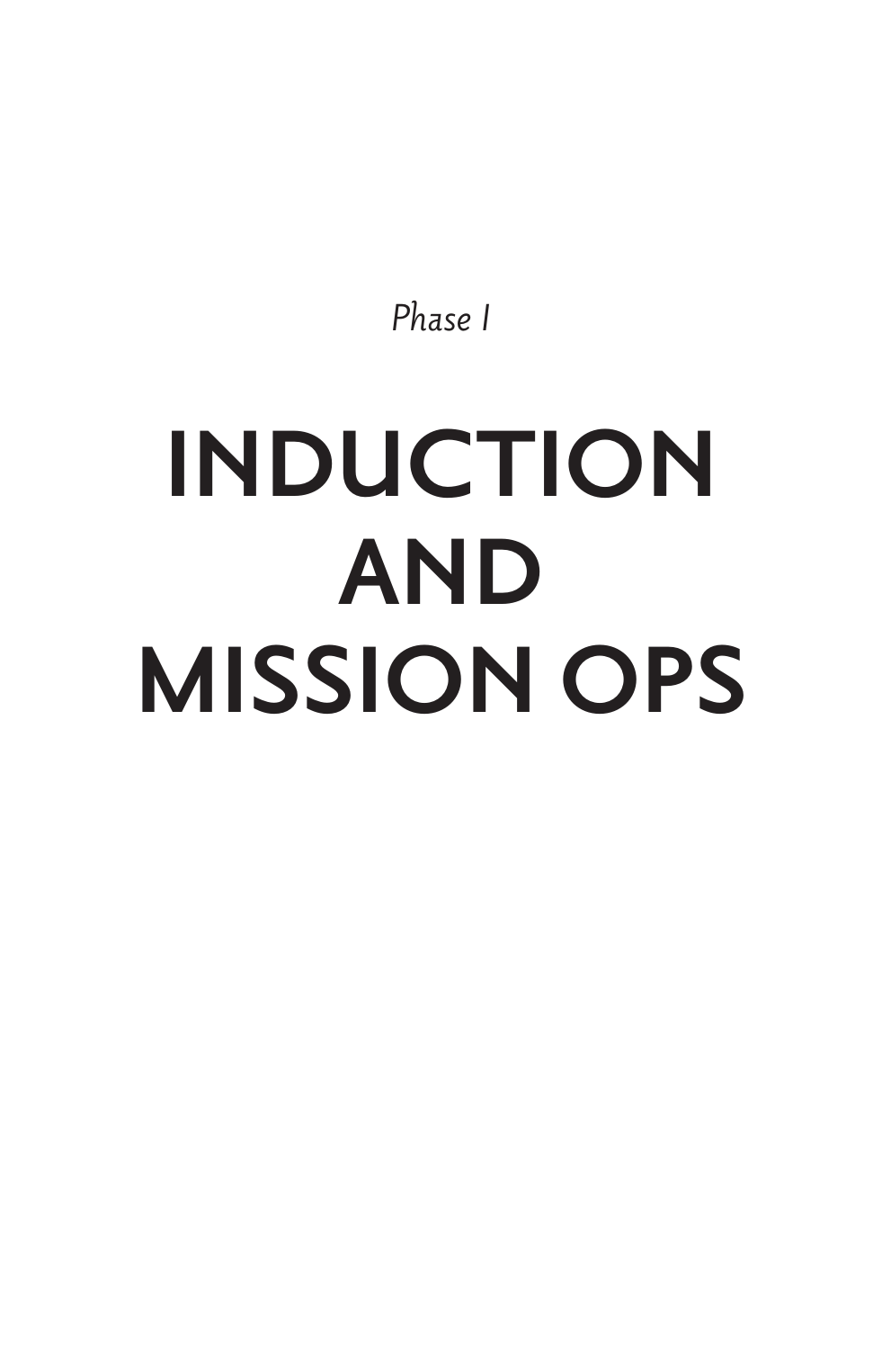*Phase I*

# INDUCTION AND MISSION OPS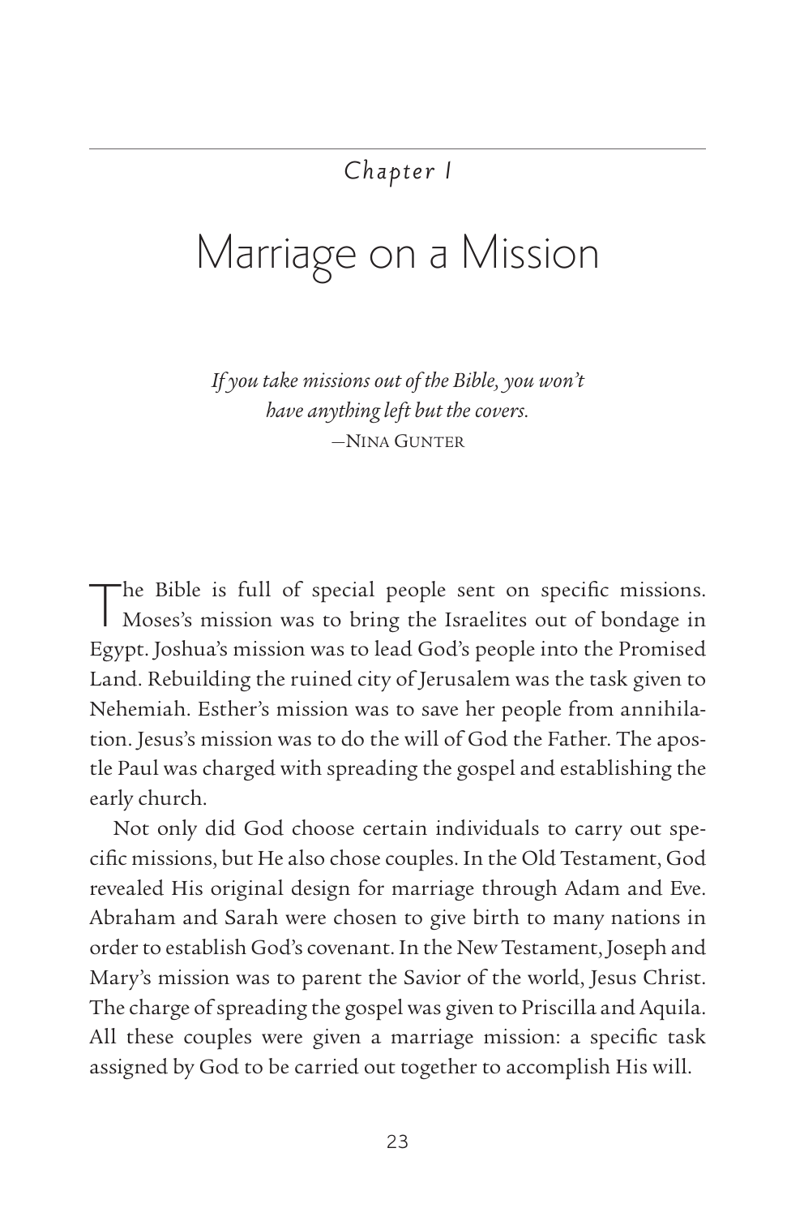*Chapter 1*

# Marriage on a Mission

*If you take missions out of the Bible, you won't have anything left but the covers.*
—Nina Gunter

The Bible is full of special people sent on specific missions. Moses's mission was to bring the Israelites out of bondage in Egypt. Joshua's mission was to lead God's people into the Promised Land. Rebuilding the ruined city of Jerusalem was the task given to Nehemiah. Esther's mission was to save her people from annihilation. Jesus's mission was to do the will of God the Father. The apostle Paul was charged with spreading the gospel and establishing the early church.

Not only did God choose certain individuals to carry out specific missions, but He also chose couples. In the Old Testament, God revealed His original design for marriage through Adam and Eve. Abraham and Sarah were chosen to give birth to many nations in order to establish God's covenant. In the New Testament, Joseph and Mary's mission was to parent the Savior of the world, Jesus Christ. The charge of spreading the gospel was given to Priscilla and Aquila. All these couples were given a marriage mission: a specific task assigned by God to be carried out together to accomplish His will.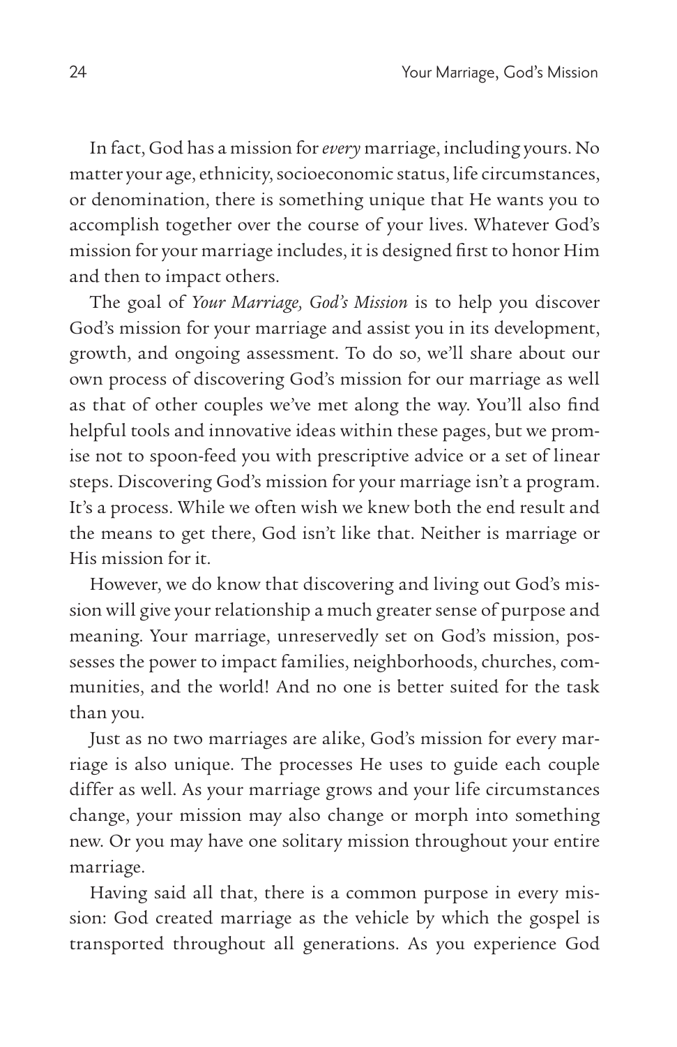In fact, God has a mission for *every* marriage, including yours. No matter your age, ethnicity, socioeconomic status, life circumstances, or denomination, there is something unique that He wants you to accomplish together over the course of your lives. Whatever God's mission for your marriage includes, it is designed first to honor Him and then to impact others.

The goal of *Your Marriage, God's Mission* is to help you discover God's mission for your marriage and assist you in its development, growth, and ongoing assessment. To do so, we'll share about our own process of discovering God's mission for our marriage as well as that of other couples we've met along the way. You'll also find helpful tools and innovative ideas within these pages, but we promise not to spoon-feed you with prescriptive advice or a set of linear steps. Discovering God's mission for your marriage isn't a program. It's a process. While we often wish we knew both the end result and the means to get there, God isn't like that. Neither is marriage or His mission for it.

However, we do know that discovering and living out God's mission will give your relationship a much greater sense of purpose and meaning. Your marriage, unreservedly set on God's mission, possesses the power to impact families, neighborhoods, churches, communities, and the world! And no one is better suited for the task than you.

Just as no two marriages are alike, God's mission for every marriage is also unique. The processes He uses to guide each couple differ as well. As your marriage grows and your life circumstances change, your mission may also change or morph into something new. Or you may have one solitary mission throughout your entire marriage.

Having said all that, there is a common purpose in every mission: God created marriage as the vehicle by which the gospel is transported throughout all generations. As you experience God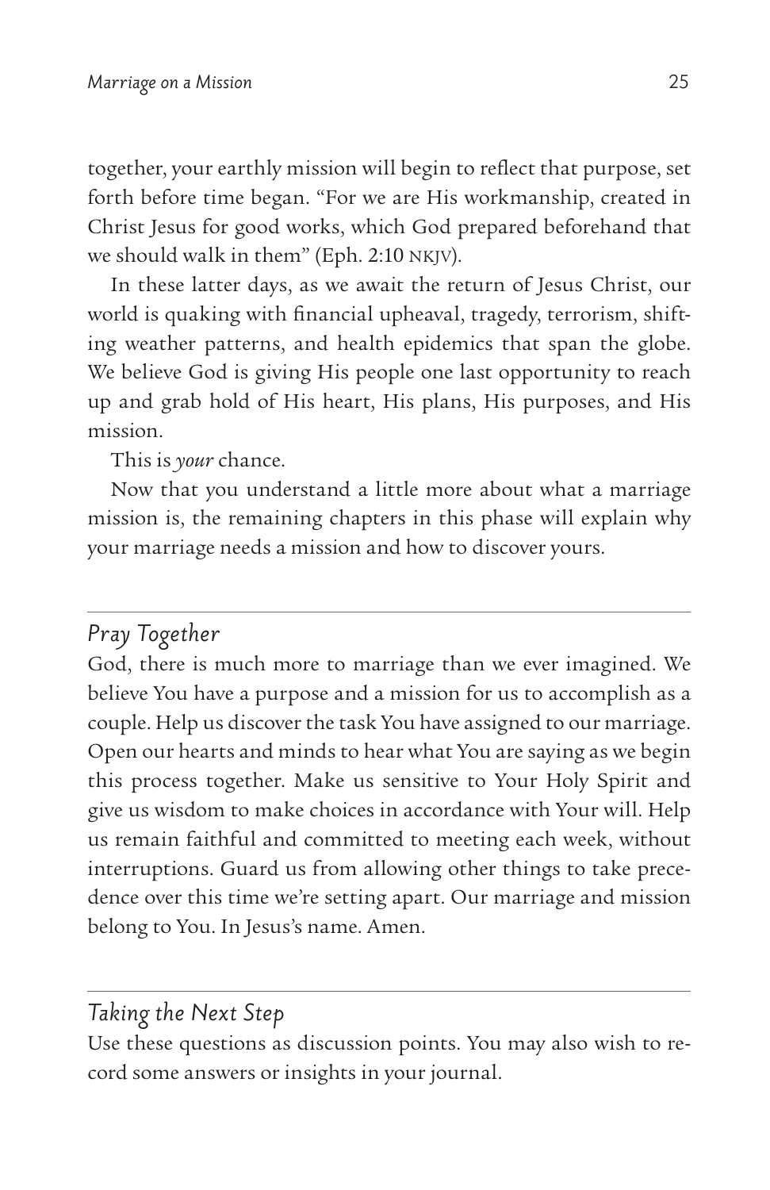together, your earthly mission will begin to reflect that purpose, set forth before time began. "For we are His workmanship, created in Christ Jesus for good works, which God prepared beforehand that we should walk in them" (Eph. 2:10 NKJV).

In these latter days, as we await the return of Jesus Christ, our world is quaking with financial upheaval, tragedy, terrorism, shifting weather patterns, and health epidemics that span the globe. We believe God is giving His people one last opportunity to reach up and grab hold of His heart, His plans, His purposes, and His mission.

This is *your* chance.

Now that you understand a little more about what a marriage mission is, the remaining chapters in this phase will explain why your marriage needs a mission and how to discover yours.

---

## *Pray Together*

God, there is much more to marriage than we ever imagined. We believe You have a purpose and a mission for us to accomplish as a couple. Help us discover the task You have assigned to our marriage. Open our hearts and minds to hear what You are saying as we begin this process together. Make us sensitive to Your Holy Spirit and give us wisdom to make choices in accordance with Your will. Help us remain faithful and committed to meeting each week, without interruptions. Guard us from allowing other things to take precedence over this time we're setting apart. Our marriage and mission belong to You. In Jesus's name. Amen.

---

## *Taking the Next Step*

Use these questions as discussion points. You may also wish to record some answers or insights in your journal.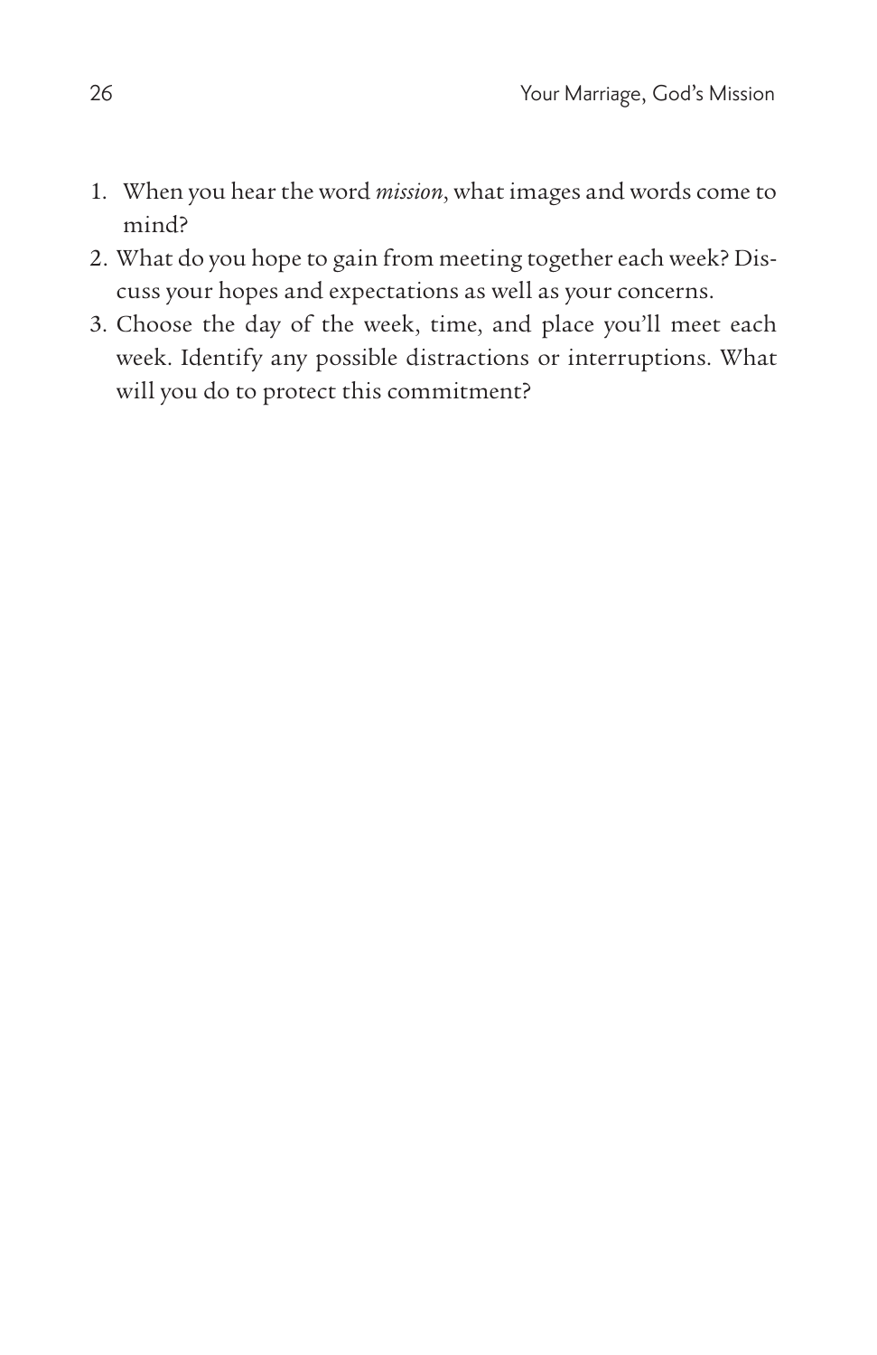1. When you hear the word *mission*, what images and words come to mind?
2. What do you hope to gain from meeting together each week? Discuss your hopes and expectations as well as your concerns.
3. Choose the day of the week, time, and place you'll meet each week. Identify any possible distractions or interruptions. What will you do to protect this commitment?